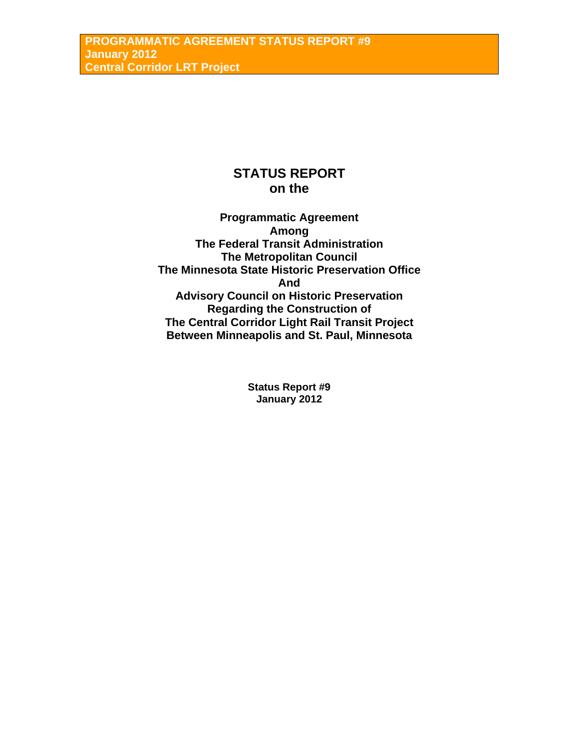# STATUS REPORT on the

**Programmatic Agreement Among The Federal Transit Administration The Metropolitan Council The Minnesota State Historic Preservation Office And Advisory Council on Historic Preservation Regarding the Construction of The Central Corridor Light Rail Transit Project Between Minneapolis and St. Paul, Minnesota**

**Status Report #9**
**January 2012**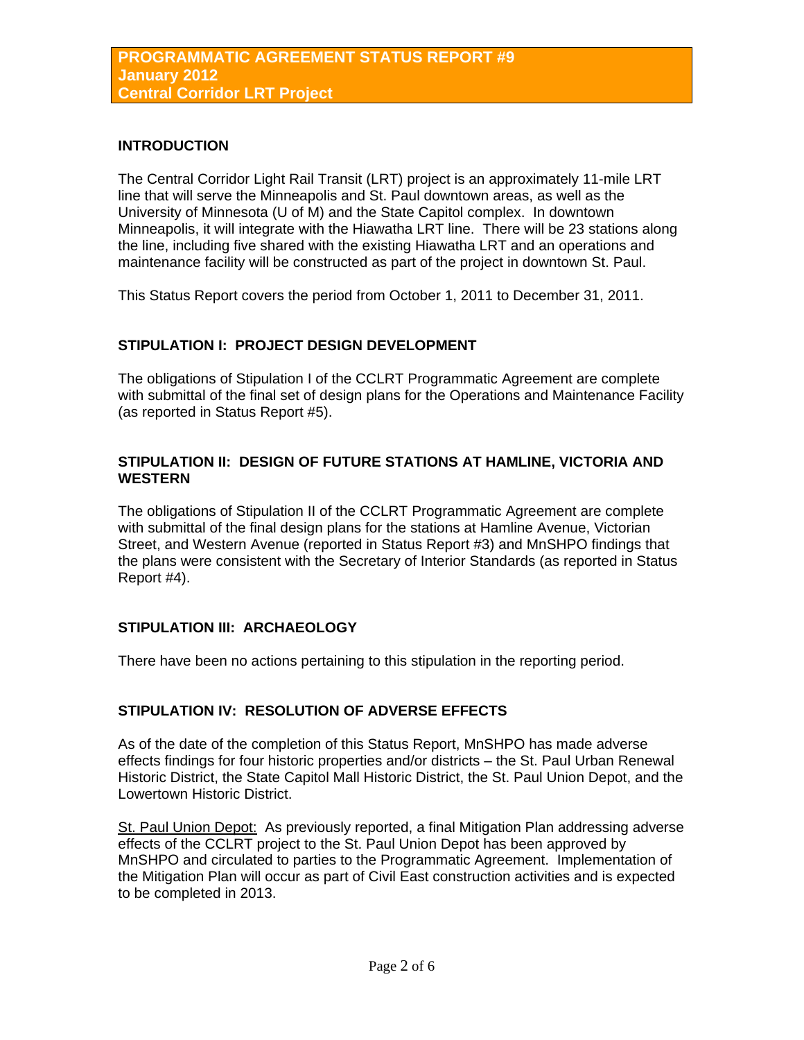# PROGRAMMATIC AGREEMENT STATUS REPORT #9
# January 2012
# Central Corridor LRT Project

## INTRODUCTION

The Central Corridor Light Rail Transit (LRT) project is an approximately 11-mile LRT line that will serve the Minneapolis and St. Paul downtown areas, as well as the University of Minnesota (U of M) and the State Capitol complex. In downtown Minneapolis, it will integrate with the Hiawatha LRT line. There will be 23 stations along the line, including five shared with the existing Hiawatha LRT and an operations and maintenance facility will be constructed as part of the project in downtown St. Paul.

This Status Report covers the period from October 1, 2011 to December 31, 2011.

## STIPULATION I: PROJECT DESIGN DEVELOPMENT

The obligations of Stipulation I of the CCLRT Programmatic Agreement are complete with submittal of the final set of design plans for the Operations and Maintenance Facility (as reported in Status Report #5).

## STIPULATION II: DESIGN OF FUTURE STATIONS AT HAMLINE, VICTORIA AND WESTERN

The obligations of Stipulation II of the CCLRT Programmatic Agreement are complete with submittal of the final design plans for the stations at Hamline Avenue, Victorian Street, and Western Avenue (reported in Status Report #3) and MnSHPO findings that the plans were consistent with the Secretary of Interior Standards (as reported in Status Report #4).

## STIPULATION III: ARCHAEOLOGY

There have been no actions pertaining to this stipulation in the reporting period.

## STIPULATION IV: RESOLUTION OF ADVERSE EFFECTS

As of the date of the completion of this Status Report, MnSHPO has made adverse effects findings for four historic properties and/or districts – the St. Paul Urban Renewal Historic District, the State Capitol Mall Historic District, the St. Paul Union Depot, and the Lowertown Historic District.

St. Paul Union Depot: As previously reported, a final Mitigation Plan addressing adverse effects of the CCLRT project to the St. Paul Union Depot has been approved by MnSHPO and circulated to parties to the Programmatic Agreement. Implementation of the Mitigation Plan will occur as part of Civil East construction activities and is expected to be completed in 2013.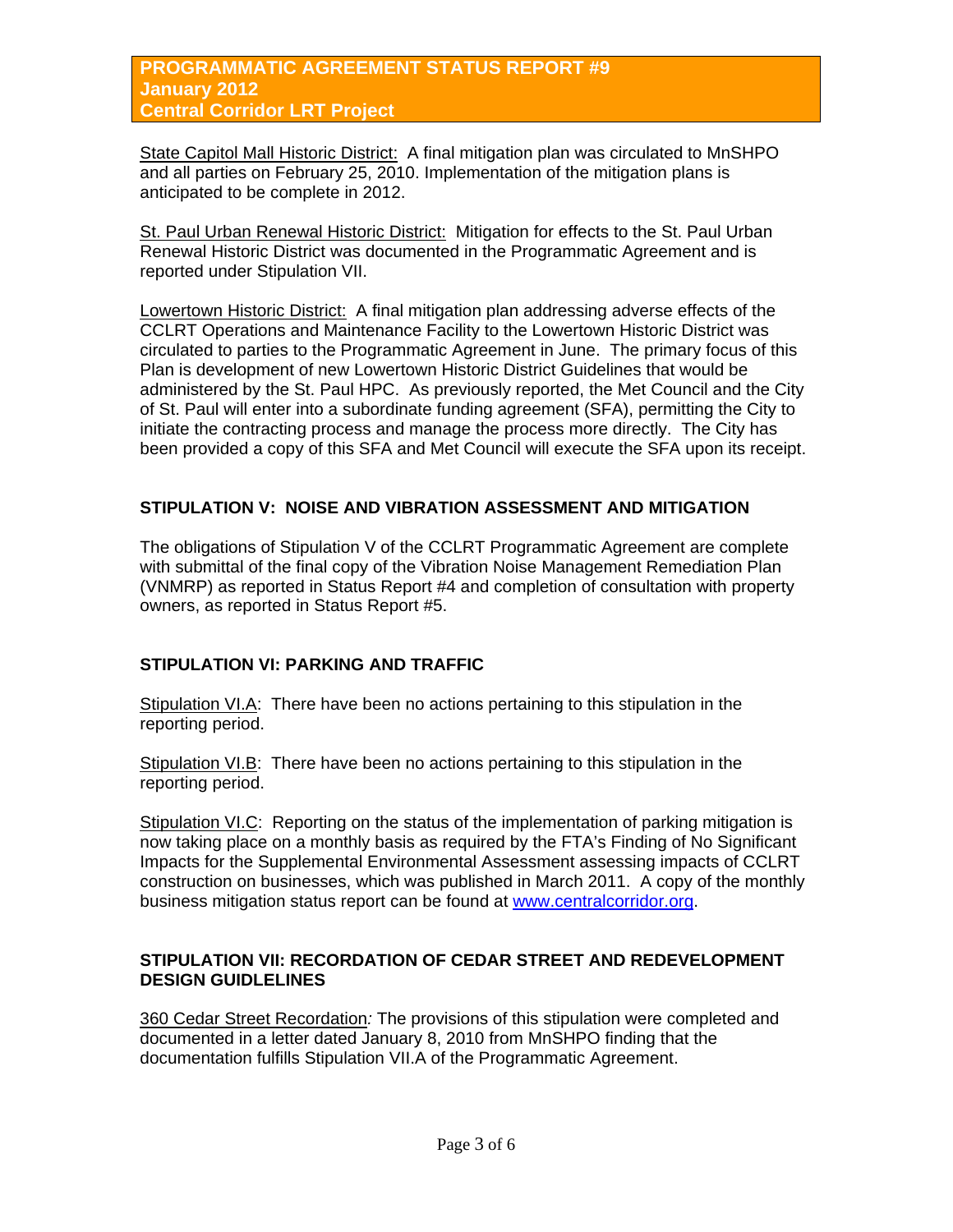State Capitol Mall Historic District: A final mitigation plan was circulated to MnSHPO and all parties on February 25, 2010. Implementation of the mitigation plans is anticipated to be complete in 2012.

St. Paul Urban Renewal Historic District: Mitigation for effects to the St. Paul Urban Renewal Historic District was documented in the Programmatic Agreement and is reported under Stipulation VII.

Lowertown Historic District: A final mitigation plan addressing adverse effects of the CCLRT Operations and Maintenance Facility to the Lowertown Historic District was circulated to parties to the Programmatic Agreement in June. The primary focus of this Plan is development of new Lowertown Historic District Guidelines that would be administered by the St. Paul HPC. As previously reported, the Met Council and the City of St. Paul will enter into a subordinate funding agreement (SFA), permitting the City to initiate the contracting process and manage the process more directly. The City has been provided a copy of this SFA and Met Council will execute the SFA upon its receipt.

## STIPULATION V: NOISE AND VIBRATION ASSESSMENT AND MITIGATION

The obligations of Stipulation V of the CCLRT Programmatic Agreement are complete with submittal of the final copy of the Vibration Noise Management Remediation Plan (VNMRP) as reported in Status Report #4 and completion of consultation with property owners, as reported in Status Report #5.

## STIPULATION VI: PARKING AND TRAFFIC

Stipulation VI.A: There have been no actions pertaining to this stipulation in the reporting period.

Stipulation VI.B: There have been no actions pertaining to this stipulation in the reporting period.

Stipulation VI.C: Reporting on the status of the implementation of parking mitigation is now taking place on a monthly basis as required by the FTA's Finding of No Significant Impacts for the Supplemental Environmental Assessment assessing impacts of CCLRT construction on businesses, which was published in March 2011. A copy of the monthly business mitigation status report can be found at www.centralcorridor.org.

## STIPULATION VII: RECORDATION OF CEDAR STREET AND REDEVELOPMENT DESIGN GUIDLELINES

360 Cedar Street Recordation*:* The provisions of this stipulation were completed and documented in a letter dated January 8, 2010 from MnSHPO finding that the documentation fulfills Stipulation VII.A of the Programmatic Agreement.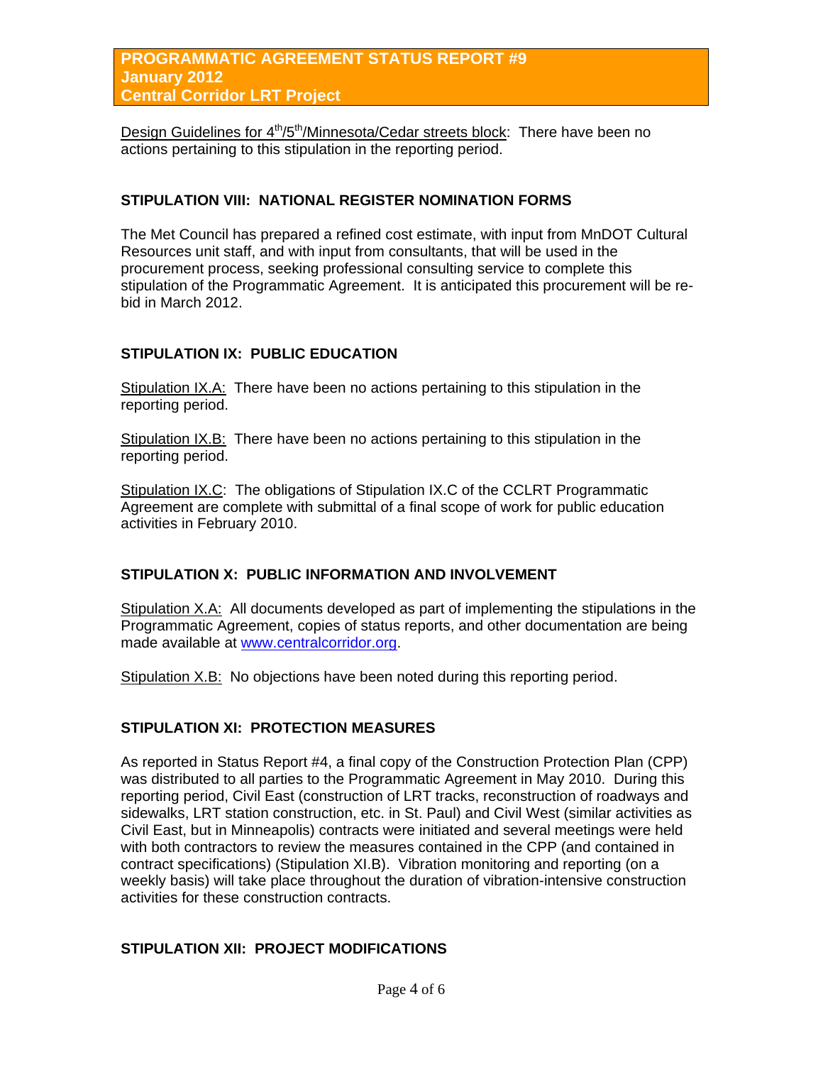Design Guidelines for 4th/5th/Minnesota/Cedar streets block: There have been no actions pertaining to this stipulation in the reporting period.

## STIPULATION VIII: NATIONAL REGISTER NOMINATION FORMS

The Met Council has prepared a refined cost estimate, with input from MnDOT Cultural Resources unit staff, and with input from consultants, that will be used in the procurement process, seeking professional consulting service to complete this stipulation of the Programmatic Agreement. It is anticipated this procurement will be re-bid in March 2012.

## STIPULATION IX: PUBLIC EDUCATION

Stipulation IX.A: There have been no actions pertaining to this stipulation in the reporting period.

Stipulation IX.B: There have been no actions pertaining to this stipulation in the reporting period.

Stipulation IX.C: The obligations of Stipulation IX.C of the CCLRT Programmatic Agreement are complete with submittal of a final scope of work for public education activities in February 2010.

## STIPULATION X: PUBLIC INFORMATION AND INVOLVEMENT

Stipulation X.A: All documents developed as part of implementing the stipulations in the Programmatic Agreement, copies of status reports, and other documentation are being made available at www.centralcorridor.org.

Stipulation X.B: No objections have been noted during this reporting period.

## STIPULATION XI: PROTECTION MEASURES

As reported in Status Report #4, a final copy of the Construction Protection Plan (CPP) was distributed to all parties to the Programmatic Agreement in May 2010. During this reporting period, Civil East (construction of LRT tracks, reconstruction of roadways and sidewalks, LRT station construction, etc. in St. Paul) and Civil West (similar activities as Civil East, but in Minneapolis) contracts were initiated and several meetings were held with both contractors to review the measures contained in the CPP (and contained in contract specifications) (Stipulation XI.B). Vibration monitoring and reporting (on a weekly basis) will take place throughout the duration of vibration-intensive construction activities for these construction contracts.

## STIPULATION XII: PROJECT MODIFICATIONS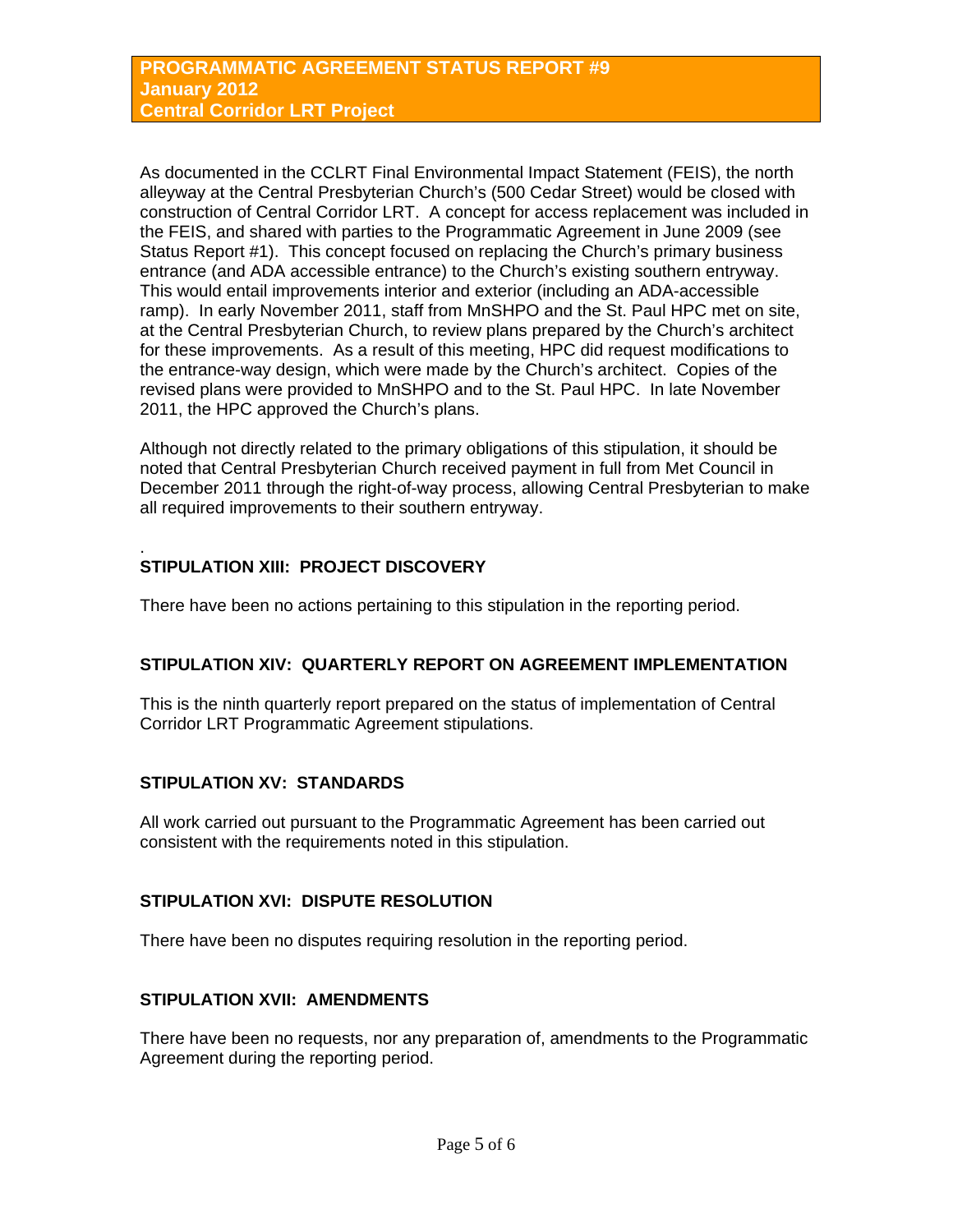As documented in the CCLRT Final Environmental Impact Statement (FEIS), the north alleyway at the Central Presbyterian Church's (500 Cedar Street) would be closed with construction of Central Corridor LRT. A concept for access replacement was included in the FEIS, and shared with parties to the Programmatic Agreement in June 2009 (see Status Report #1). This concept focused on replacing the Church's primary business entrance (and ADA accessible entrance) to the Church's existing southern entryway. This would entail improvements interior and exterior (including an ADA-accessible ramp). In early November 2011, staff from MnSHPO and the St. Paul HPC met on site, at the Central Presbyterian Church, to review plans prepared by the Church's architect for these improvements. As a result of this meeting, HPC did request modifications to the entrance-way design, which were made by the Church's architect. Copies of the revised plans were provided to MnSHPO and to the St. Paul HPC. In late November 2011, the HPC approved the Church's plans.

Although not directly related to the primary obligations of this stipulation, it should be noted that Central Presbyterian Church received payment in full from Met Council in December 2011 through the right-of-way process, allowing Central Presbyterian to make all required improvements to their southern entryway.

.

## STIPULATION XIII: PROJECT DISCOVERY

There have been no actions pertaining to this stipulation in the reporting period.

## STIPULATION XIV: QUARTERLY REPORT ON AGREEMENT IMPLEMENTATION

This is the ninth quarterly report prepared on the status of implementation of Central Corridor LRT Programmatic Agreement stipulations.

## STIPULATION XV: STANDARDS

All work carried out pursuant to the Programmatic Agreement has been carried out consistent with the requirements noted in this stipulation.

## STIPULATION XVI: DISPUTE RESOLUTION

There have been no disputes requiring resolution in the reporting period.

## STIPULATION XVII: AMENDMENTS

There have been no requests, nor any preparation of, amendments to the Programmatic Agreement during the reporting period.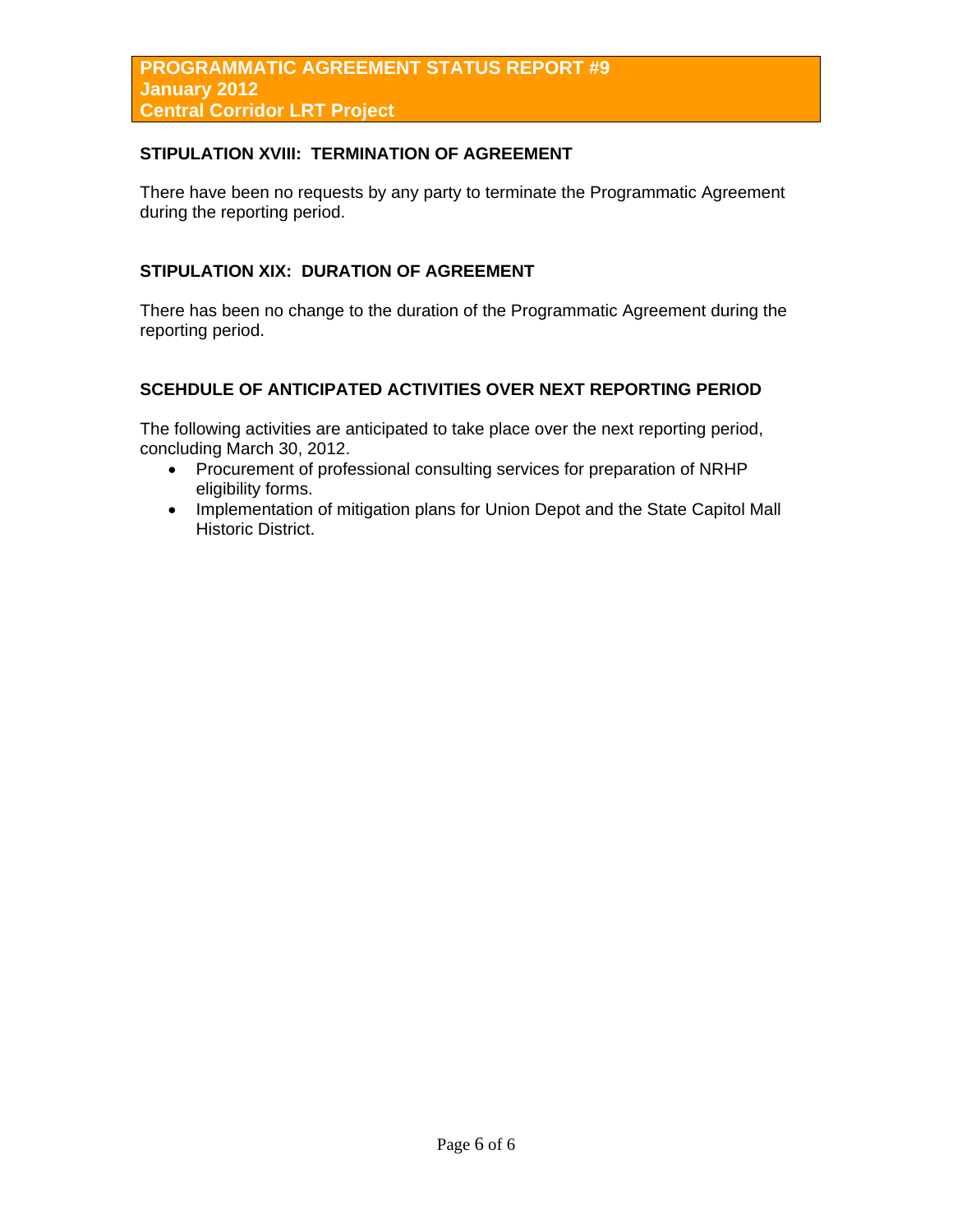## STIPULATION XVIII: TERMINATION OF AGREEMENT

There have been no requests by any party to terminate the Programmatic Agreement during the reporting period.

## STIPULATION XIX: DURATION OF AGREEMENT

There has been no change to the duration of the Programmatic Agreement during the reporting period.

## SCEHDULE OF ANTICIPATED ACTIVITIES OVER NEXT REPORTING PERIOD

The following activities are anticipated to take place over the next reporting period, concluding March 30, 2012.

- Procurement of professional consulting services for preparation of NRHP eligibility forms.
- Implementation of mitigation plans for Union Depot and the State Capitol Mall Historic District.